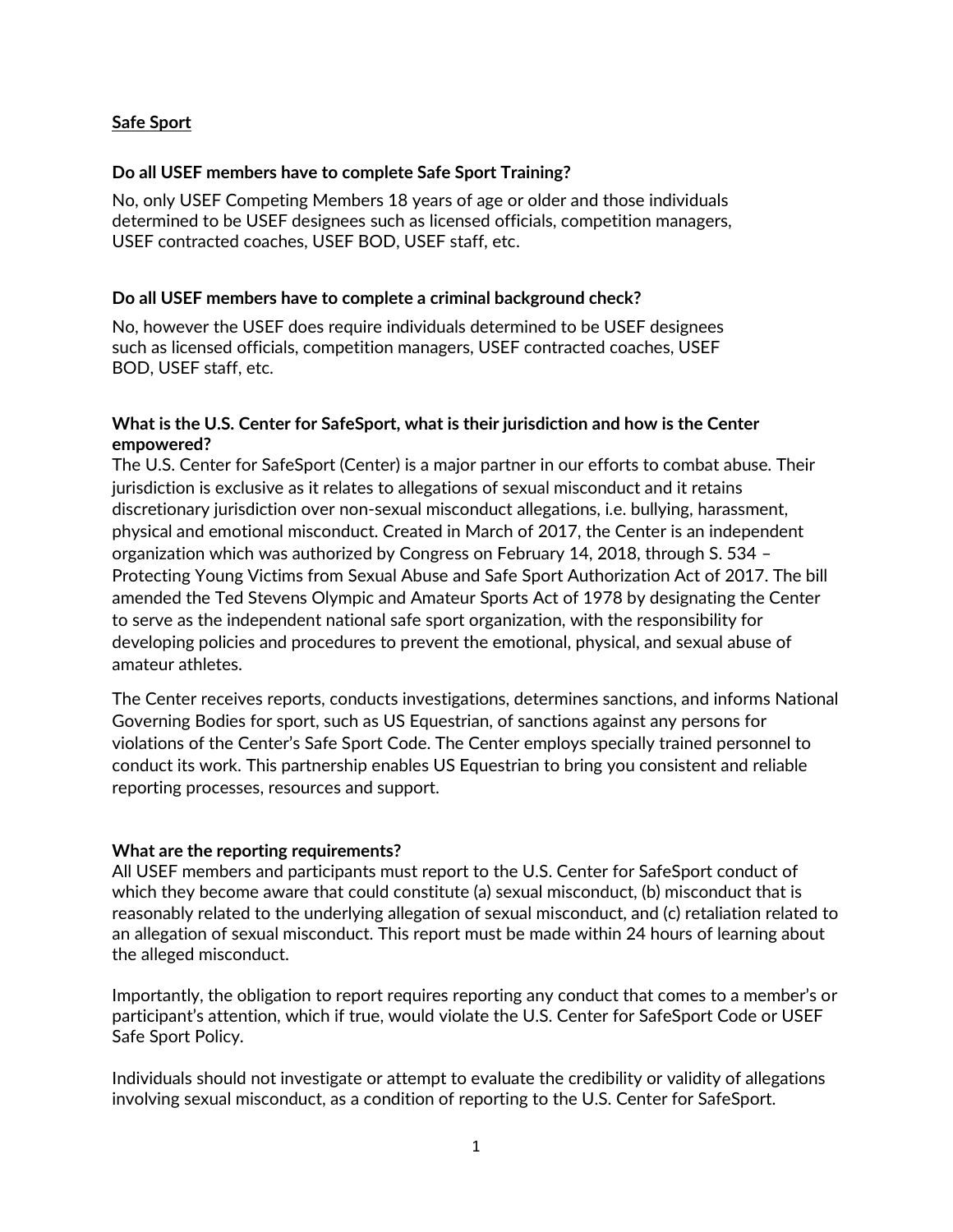## Safe Sport

### Do all USEF members have to complete Safe Sport Training?

No, only USEF Competing Members 18 years of age or older and those individuals determined to be USEF designees such as licensed officials, competition managers, USEF contracted coaches, USEF BOD, USEF staff, etc.

### Do all USEF members have to complete a criminal background check?

No, however the USEF does require individuals determined to be USEF designees such as licensed officials, competition managers, USEF contracted coaches, USEF BOD, USEF staff, etc.

### What is the U.S. Center for SafeSport, what is their jurisdiction and how is the Center empowered?

The U.S. Center for SafeSport (Center) is a major partner in our efforts to combat abuse. Their jurisdiction is exclusive as it relates to allegations of sexual misconduct and it retains discretionary jurisdiction over non-sexual misconduct allegations, i.e. bullying, harassment, physical and emotional misconduct. Created in March of 2017, the Center is an independent organization which was authorized by Congress on February 14, 2018, through S. 534 – Protecting Young Victims from Sexual Abuse and Safe Sport Authorization Act of 2017. The bill amended the Ted Stevens Olympic and Amateur Sports Act of 1978 by designating the Center to serve as the independent national safe sport organization, with the responsibility for developing policies and procedures to prevent the emotional, physical, and sexual abuse of amateur athletes.

The Center receives reports, conducts investigations, determines sanctions, and informs National Governing Bodies for sport, such as US Equestrian, of sanctions against any persons for violations of the Center's Safe Sport Code. The Center employs specially trained personnel to conduct its work. This partnership enables US Equestrian to bring you consistent and reliable reporting processes, resources and support.

### What are the reporting requirements?

All USEF members and participants must report to the U.S. Center for SafeSport conduct of which they become aware that could constitute (a) sexual misconduct, (b) misconduct that is reasonably related to the underlying allegation of sexual misconduct, and (c) retaliation related to an allegation of sexual misconduct. This report must be made within 24 hours of learning about the alleged misconduct.

Importantly, the obligation to report requires reporting any conduct that comes to a member's or participant's attention, which if true, would violate the U.S. Center for SafeSport Code or USEF Safe Sport Policy.

Individuals should not investigate or attempt to evaluate the credibility or validity of allegations involving sexual misconduct, as a condition of reporting to the U.S. Center for SafeSport.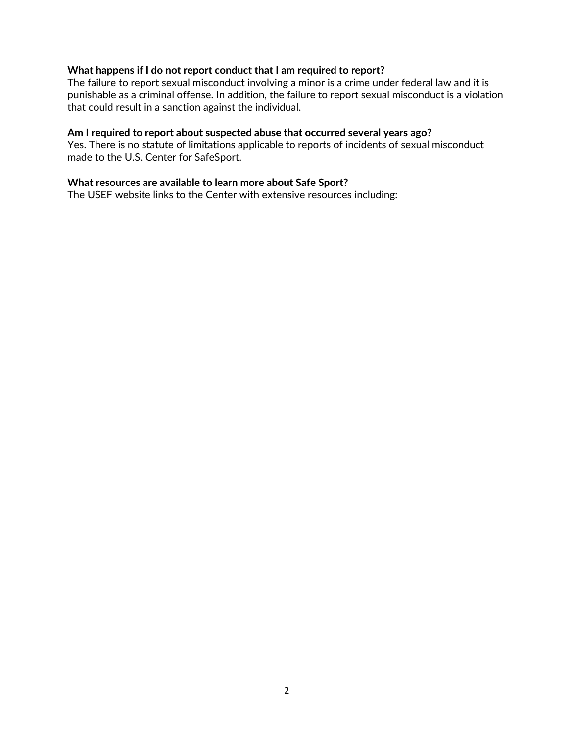**What happens if I do not report conduct that I am required to report?**
The failure to report sexual misconduct involving a minor is a crime under federal law and it is punishable as a criminal offense. In addition, the failure to report sexual misconduct is a violation that could result in a sanction against the individual.

**Am I required to report about suspected abuse that occurred several years ago?**
Yes. There is no statute of limitations applicable to reports of incidents of sexual misconduct made to the U.S. Center for SafeSport.

**What resources are available to learn more about Safe Sport?**
The USEF website links to the Center with extensive resources including: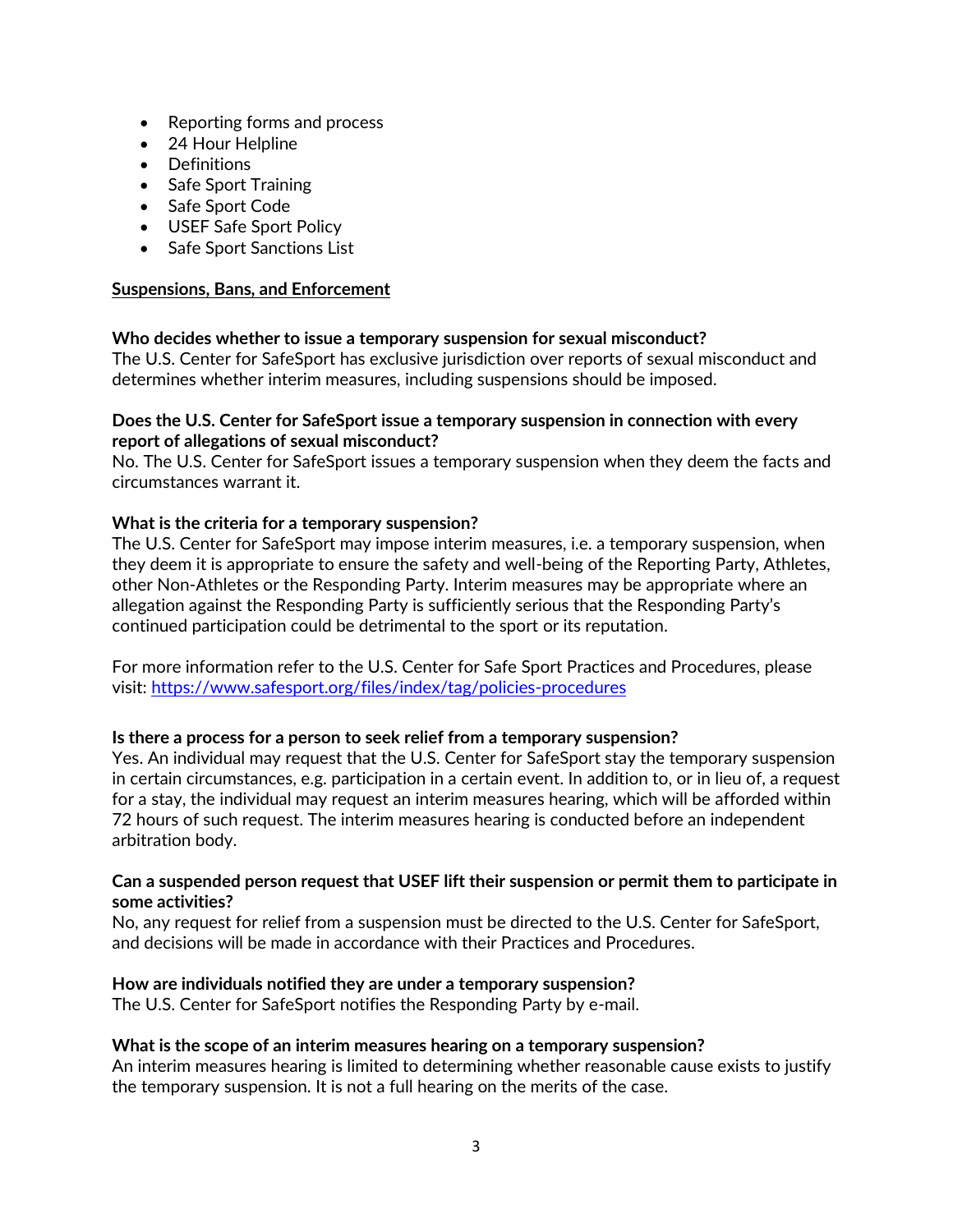- Reporting forms and process
- 24 Hour Helpline
- Definitions
- Safe Sport Training
- Safe Sport Code
- USEF Safe Sport Policy
- Safe Sport Sanctions List

## Suspensions, Bans, and Enforcement

**Who decides whether to issue a temporary suspension for sexual misconduct?**
The U.S. Center for SafeSport has exclusive jurisdiction over reports of sexual misconduct and determines whether interim measures, including suspensions should be imposed.

**Does the U.S. Center for SafeSport issue a temporary suspension in connection with every report of allegations of sexual misconduct?**
No. The U.S. Center for SafeSport issues a temporary suspension when they deem the facts and circumstances warrant it.

**What is the criteria for a temporary suspension?**
The U.S. Center for SafeSport may impose interim measures, i.e. a temporary suspension, when they deem it is appropriate to ensure the safety and well-being of the Reporting Party, Athletes, other Non-Athletes or the Responding Party. Interim measures may be appropriate where an allegation against the Responding Party is sufficiently serious that the Responding Party's continued participation could be detrimental to the sport or its reputation.

For more information refer to the U.S. Center for Safe Sport Practices and Procedures, please visit: [https://www.safesport.org/files/index/tag/policies-procedures](https://www.safesport.org/files/index/tag/policies-procedures)

**Is there a process for a person to seek relief from a temporary suspension?**
Yes. An individual may request that the U.S. Center for SafeSport stay the temporary suspension in certain circumstances, e.g. participation in a certain event. In addition to, or in lieu of, a request for a stay, the individual may request an interim measures hearing, which will be afforded within 72 hours of such request. The interim measures hearing is conducted before an independent arbitration body.

**Can a suspended person request that USEF lift their suspension or permit them to participate in some activities?**
No, any request for relief from a suspension must be directed to the U.S. Center for SafeSport, and decisions will be made in accordance with their Practices and Procedures.

**How are individuals notified they are under a temporary suspension?**
The U.S. Center for SafeSport notifies the Responding Party by e-mail.

**What is the scope of an interim measures hearing on a temporary suspension?**
An interim measures hearing is limited to determining whether reasonable cause exists to justify the temporary suspension. It is not a full hearing on the merits of the case.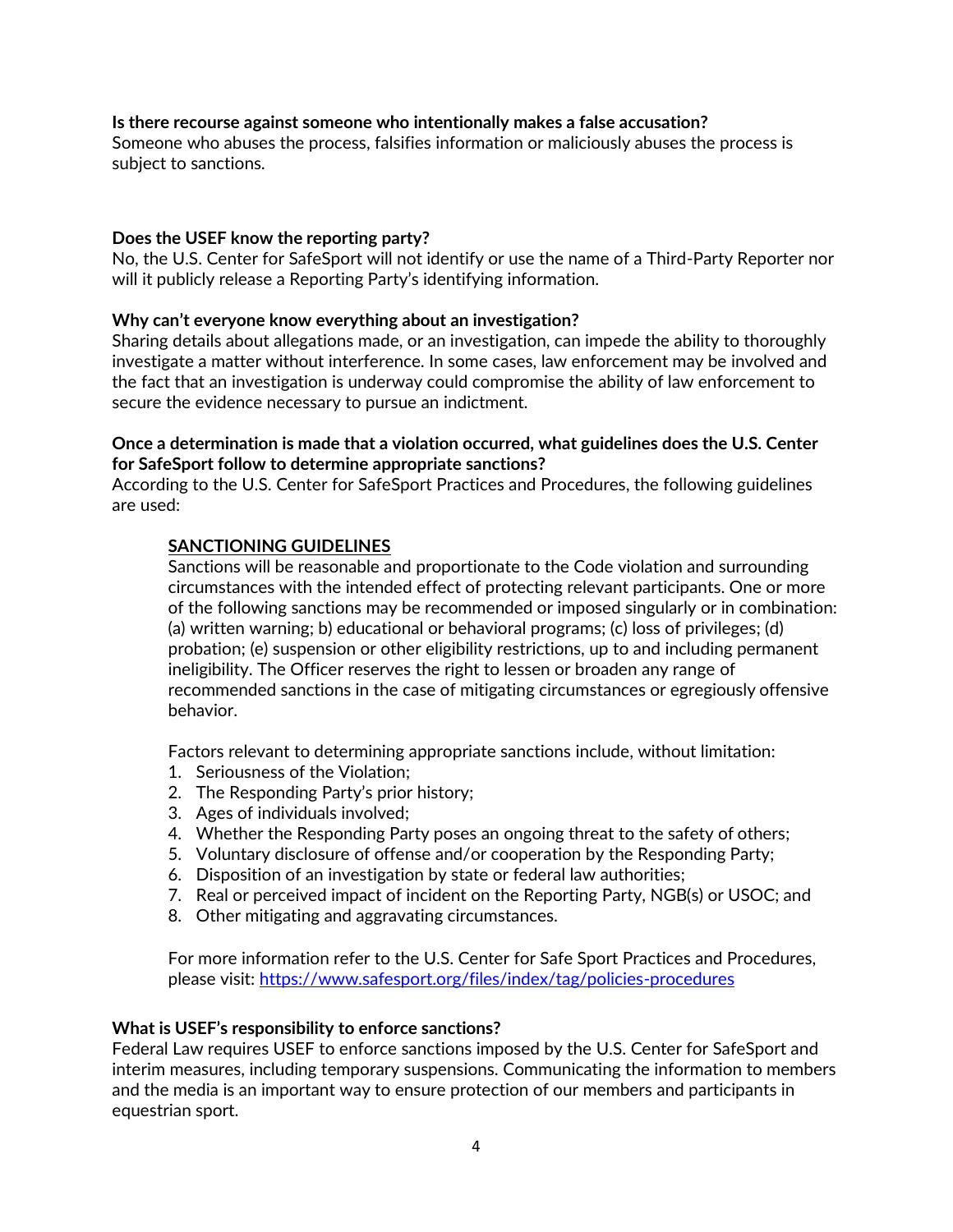**Is there recourse against someone who intentionally makes a false accusation?**
Someone who abuses the process, falsifies information or maliciously abuses the process is subject to sanctions.

**Does the USEF know the reporting party?**
No, the U.S. Center for SafeSport will not identify or use the name of a Third-Party Reporter nor will it publicly release a Reporting Party's identifying information.

**Why can't everyone know everything about an investigation?**
Sharing details about allegations made, or an investigation, can impede the ability to thoroughly investigate a matter without interference. In some cases, law enforcement may be involved and the fact that an investigation is underway could compromise the ability of law enforcement to secure the evidence necessary to pursue an indictment.

**Once a determination is made that a violation occurred, what guidelines does the U.S. Center for SafeSport follow to determine appropriate sanctions?**
According to the U.S. Center for SafeSport Practices and Procedures, the following guidelines are used:

> **<u>SANCTIONING GUIDELINES</u>**
> Sanctions will be reasonable and proportionate to the Code violation and surrounding circumstances with the intended effect of protecting relevant participants. One or more of the following sanctions may be recommended or imposed singularly or in combination: (a) written warning; b) educational or behavioral programs; (c) loss of privileges; (d) probation; (e) suspension or other eligibility restrictions, up to and including permanent ineligibility. The Officer reserves the right to lessen or broaden any range of recommended sanctions in the case of mitigating circumstances or egregiously offensive behavior.
>
> Factors relevant to determining appropriate sanctions include, without limitation:
> 1. Seriousness of the Violation;
> 2. The Responding Party's prior history;
> 3. Ages of individuals involved;
> 4. Whether the Responding Party poses an ongoing threat to the safety of others;
> 5. Voluntary disclosure of offense and/or cooperation by the Responding Party;
> 6. Disposition of an investigation by state or federal law authorities;
> 7. Real or perceived impact of incident on the Reporting Party, NGB(s) or USOC; and
> 8. Other mitigating and aggravating circumstances.
>
> For more information refer to the U.S. Center for Safe Sport Practices and Procedures, please visit: https://www.safesport.org/files/index/tag/policies-procedures

**What is USEF's responsibility to enforce sanctions?**
Federal Law requires USEF to enforce sanctions imposed by the U.S. Center for SafeSport and interim measures, including temporary suspensions. Communicating the information to members and the media is an important way to ensure protection of our members and participants in equestrian sport.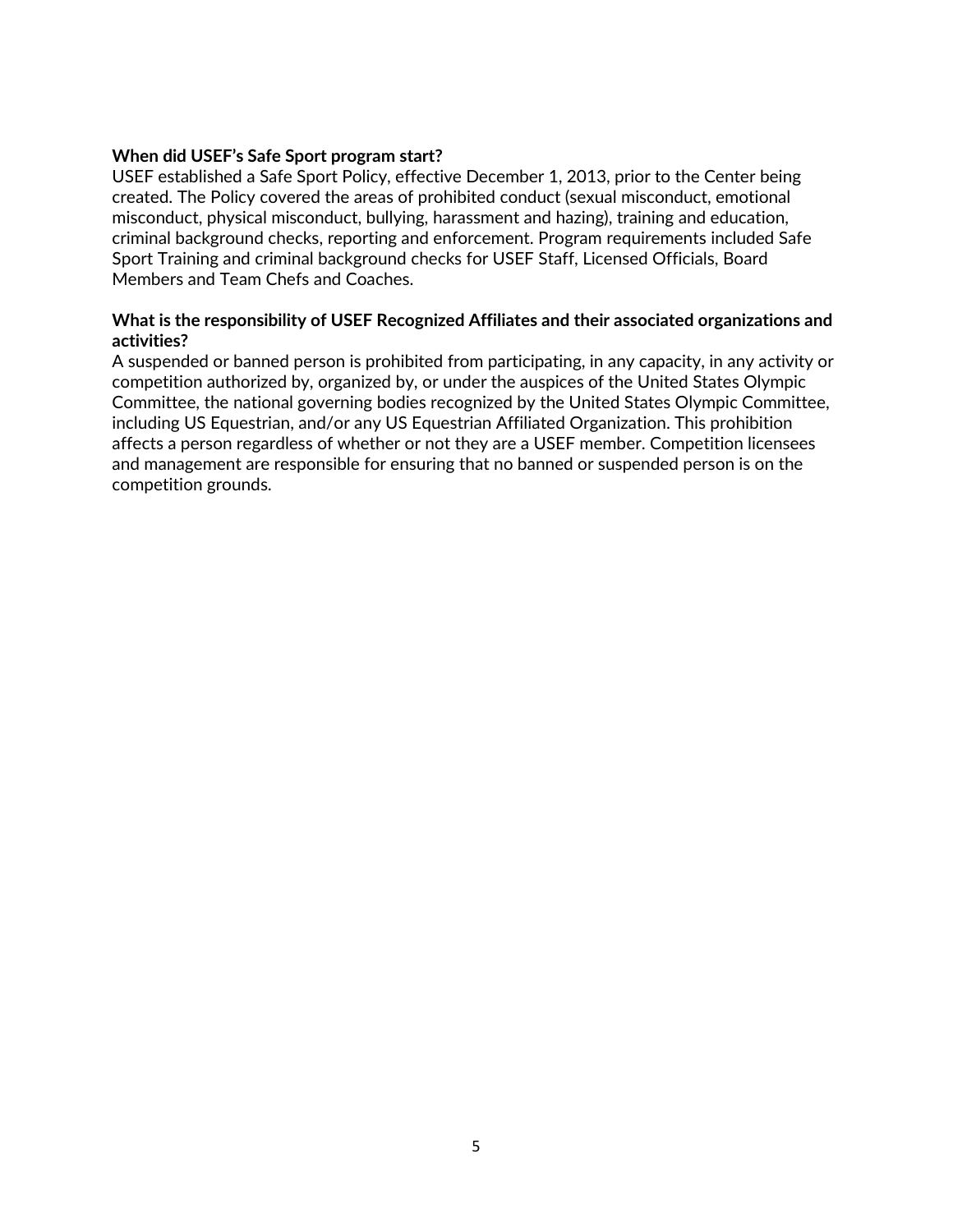**When did USEF's Safe Sport program start?**

USEF established a Safe Sport Policy, effective December 1, 2013, prior to the Center being created. The Policy covered the areas of prohibited conduct (sexual misconduct, emotional misconduct, physical misconduct, bullying, harassment and hazing), training and education, criminal background checks, reporting and enforcement. Program requirements included Safe Sport Training and criminal background checks for USEF Staff, Licensed Officials, Board Members and Team Chefs and Coaches.

**What is the responsibility of USEF Recognized Affiliates and their associated organizations and activities?**

A suspended or banned person is prohibited from participating, in any capacity, in any activity or competition authorized by, organized by, or under the auspices of the United States Olympic Committee, the national governing bodies recognized by the United States Olympic Committee, including US Equestrian, and/or any US Equestrian Affiliated Organization. This prohibition affects a person regardless of whether or not they are a USEF member. Competition licensees and management are responsible for ensuring that no banned or suspended person is on the competition grounds.